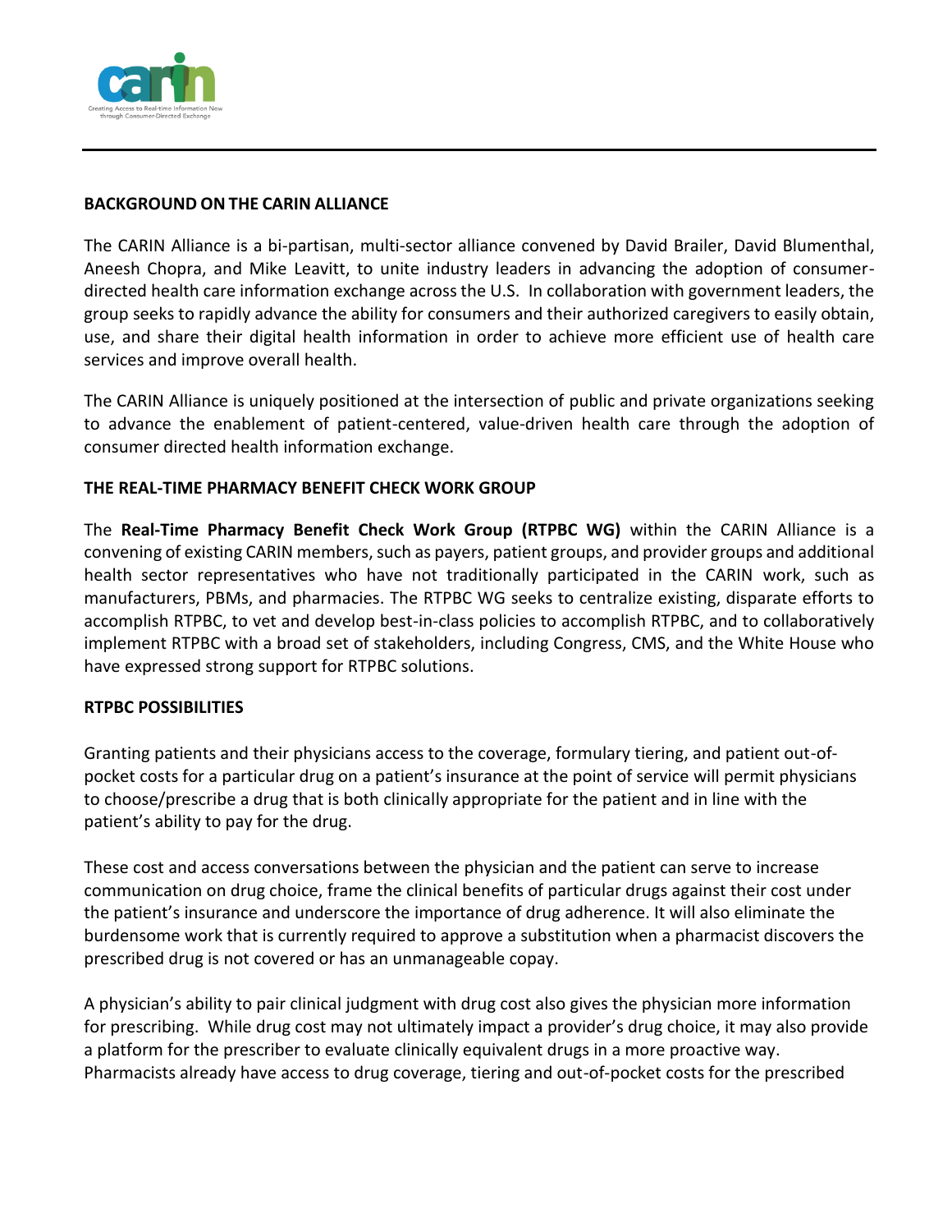## BACKGROUND ON THE CARIN ALLIANCE

The CARIN Alliance is a bi-partisan, multi-sector alliance convened by David Brailer, David Blumenthal, Aneesh Chopra, and Mike Leavitt, to unite industry leaders in advancing the adoption of consumer-directed health care information exchange across the U.S. In collaboration with government leaders, the group seeks to rapidly advance the ability for consumers and their authorized caregivers to easily obtain, use, and share their digital health information in order to achieve more efficient use of health care services and improve overall health.

The CARIN Alliance is uniquely positioned at the intersection of public and private organizations seeking to advance the enablement of patient-centered, value-driven health care through the adoption of consumer directed health information exchange.

## THE REAL-TIME PHARMACY BENEFIT CHECK WORK GROUP

The **Real-Time Pharmacy Benefit Check Work Group (RTPBC WG)** within the CARIN Alliance is a convening of existing CARIN members, such as payers, patient groups, and provider groups and additional health sector representatives who have not traditionally participated in the CARIN work, such as manufacturers, PBMs, and pharmacies. The RTPBC WG seeks to centralize existing, disparate efforts to accomplish RTPBC, to vet and develop best-in-class policies to accomplish RTPBC, and to collaboratively implement RTPBC with a broad set of stakeholders, including Congress, CMS, and the White House who have expressed strong support for RTPBC solutions.

## RTPBC POSSIBILITIES

Granting patients and their physicians access to the coverage, formulary tiering, and patient out-of-pocket costs for a particular drug on a patient's insurance at the point of service will permit physicians to choose/prescribe a drug that is both clinically appropriate for the patient and in line with the patient's ability to pay for the drug.

These cost and access conversations between the physician and the patient can serve to increase communication on drug choice, frame the clinical benefits of particular drugs against their cost under the patient's insurance and underscore the importance of drug adherence. It will also eliminate the burdensome work that is currently required to approve a substitution when a pharmacist discovers the prescribed drug is not covered or has an unmanageable copay.

A physician's ability to pair clinical judgment with drug cost also gives the physician more information for prescribing. While drug cost may not ultimately impact a provider's drug choice, it may also provide a platform for the prescriber to evaluate clinically equivalent drugs in a more proactive way. Pharmacists already have access to drug coverage, tiering and out-of-pocket costs for the prescribed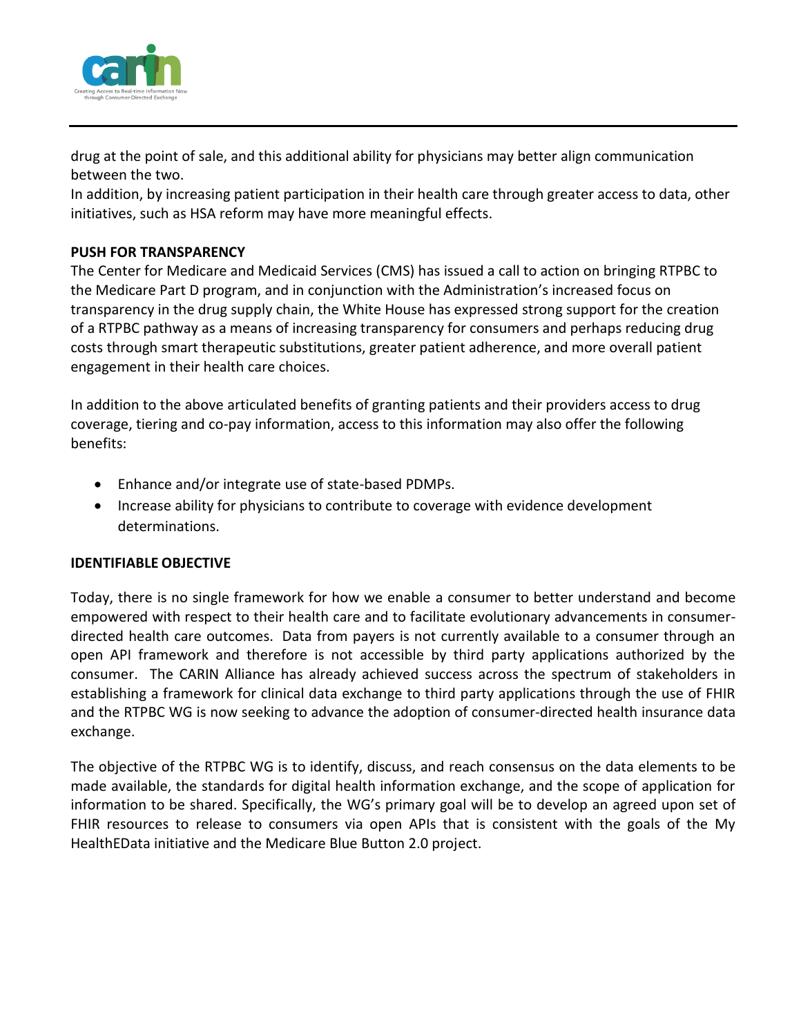drug at the point of sale, and this additional ability for physicians may better align communication between the two.

In addition, by increasing patient participation in their health care through greater access to data, other initiatives, such as HSA reform may have more meaningful effects.

**PUSH FOR TRANSPARENCY**

The Center for Medicare and Medicaid Services (CMS) has issued a call to action on bringing RTPBC to the Medicare Part D program, and in conjunction with the Administration's increased focus on transparency in the drug supply chain, the White House has expressed strong support for the creation of a RTPBC pathway as a means of increasing transparency for consumers and perhaps reducing drug costs through smart therapeutic substitutions, greater patient adherence, and more overall patient engagement in their health care choices.

In addition to the above articulated benefits of granting patients and their providers access to drug coverage, tiering and co-pay information, access to this information may also offer the following benefits:

- Enhance and/or integrate use of state-based PDMPs.
- Increase ability for physicians to contribute to coverage with evidence development determinations.

**IDENTIFIABLE OBJECTIVE**

Today, there is no single framework for how we enable a consumer to better understand and become empowered with respect to their health care and to facilitate evolutionary advancements in consumer-directed health care outcomes. Data from payers is not currently available to a consumer through an open API framework and therefore is not accessible by third party applications authorized by the consumer. The CARIN Alliance has already achieved success across the spectrum of stakeholders in establishing a framework for clinical data exchange to third party applications through the use of FHIR and the RTPBC WG is now seeking to advance the adoption of consumer-directed health insurance data exchange.

The objective of the RTPBC WG is to identify, discuss, and reach consensus on the data elements to be made available, the standards for digital health information exchange, and the scope of application for information to be shared. Specifically, the WG's primary goal will be to develop an agreed upon set of FHIR resources to release to consumers via open APIs that is consistent with the goals of the My HealthEData initiative and the Medicare Blue Button 2.0 project.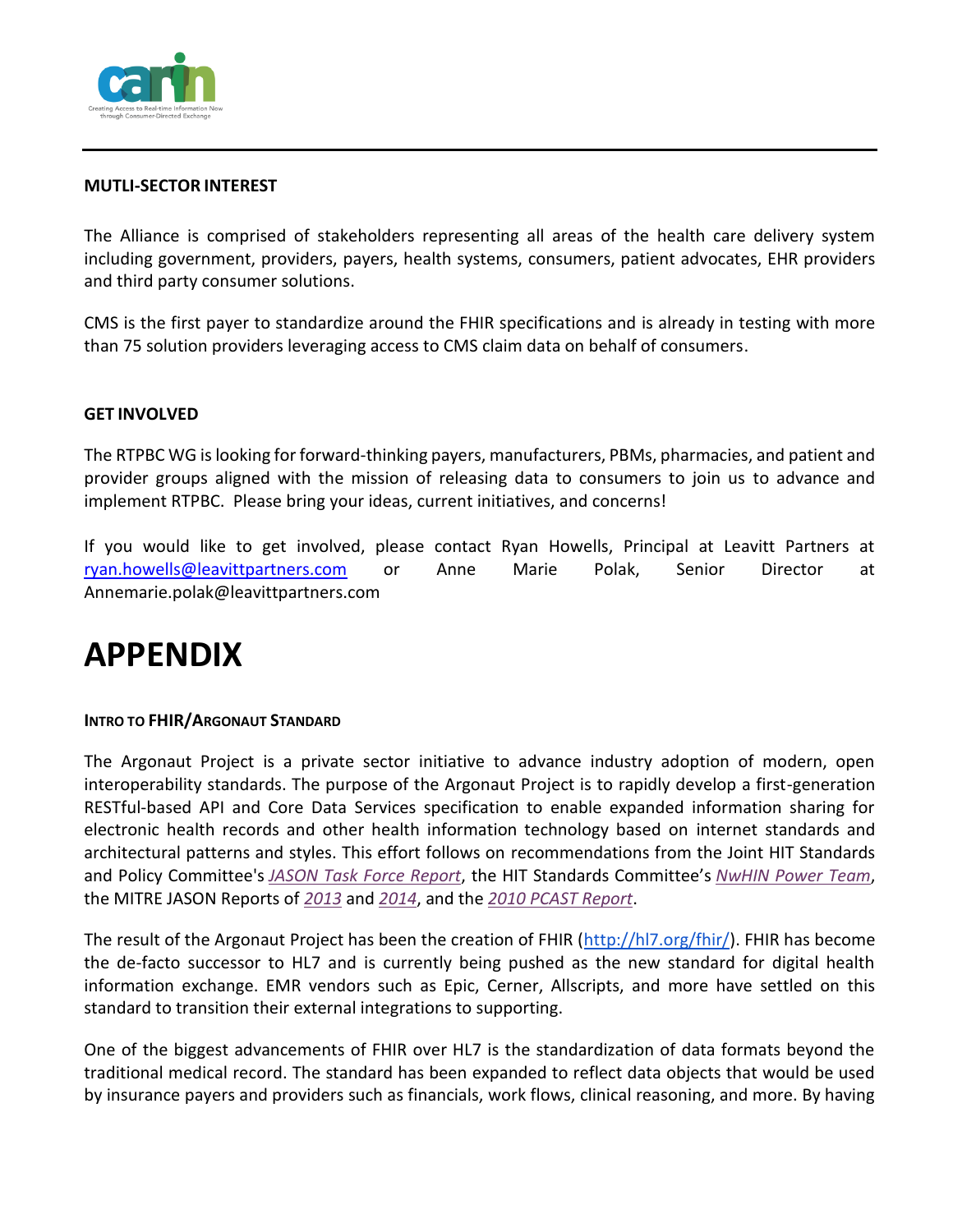**MUTLI-SECTOR INTEREST**

The Alliance is comprised of stakeholders representing all areas of the health care delivery system including government, providers, payers, health systems, consumers, patient advocates, EHR providers and third party consumer solutions.

CMS is the first payer to standardize around the FHIR specifications and is already in testing with more than 75 solution providers leveraging access to CMS claim data on behalf of consumers.

**GET INVOLVED**

The RTPBC WG is looking for forward-thinking payers, manufacturers, PBMs, pharmacies, and patient and provider groups aligned with the mission of releasing data to consumers to join us to advance and implement RTPBC. Please bring your ideas, current initiatives, and concerns!

If you would like to get involved, please contact Ryan Howells, Principal at Leavitt Partners at ryan.howells@leavittpartners.com or Anne Marie Polak, Senior Director at Annemarie.polak@leavittpartners.com

# APPENDIX

**INTRO TO FHIR/ARGONAUT STANDARD**

The Argonaut Project is a private sector initiative to advance industry adoption of modern, open interoperability standards. The purpose of the Argonaut Project is to rapidly develop a first-generation RESTful-based API and Core Data Services specification to enable expanded information sharing for electronic health records and other health information technology based on internet standards and architectural patterns and styles. This effort follows on recommendations from the Joint HIT Standards and Policy Committee's *JASON Task Force Report*, the HIT Standards Committee's *NwHIN Power Team*, the MITRE JASON Reports of *2013* and *2014*, and the *2010 PCAST Report*.

The result of the Argonaut Project has been the creation of FHIR (http://hl7.org/fhir/). FHIR has become the de-facto successor to HL7 and is currently being pushed as the new standard for digital health information exchange. EMR vendors such as Epic, Cerner, Allscripts, and more have settled on this standard to transition their external integrations to supporting.

One of the biggest advancements of FHIR over HL7 is the standardization of data formats beyond the traditional medical record. The standard has been expanded to reflect data objects that would be used by insurance payers and providers such as financials, work flows, clinical reasoning, and more. By having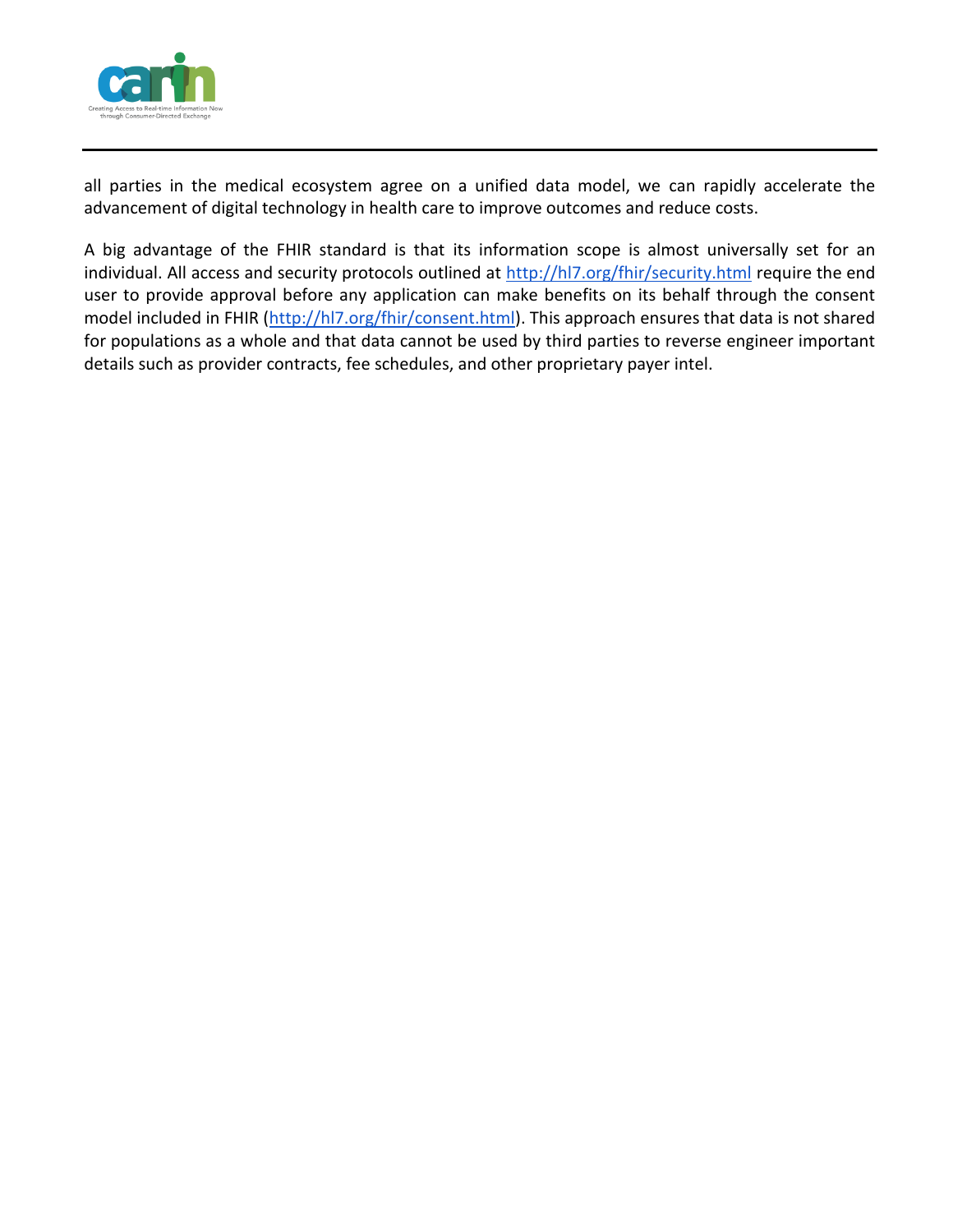all parties in the medical ecosystem agree on a unified data model, we can rapidly accelerate the advancement of digital technology in health care to improve outcomes and reduce costs.

A big advantage of the FHIR standard is that its information scope is almost universally set for an individual. All access and security protocols outlined at http://hl7.org/fhir/security.html require the end user to provide approval before any application can make benefits on its behalf through the consent model included in FHIR (http://hl7.org/fhir/consent.html). This approach ensures that data is not shared for populations as a whole and that data cannot be used by third parties to reverse engineer important details such as provider contracts, fee schedules, and other proprietary payer intel.